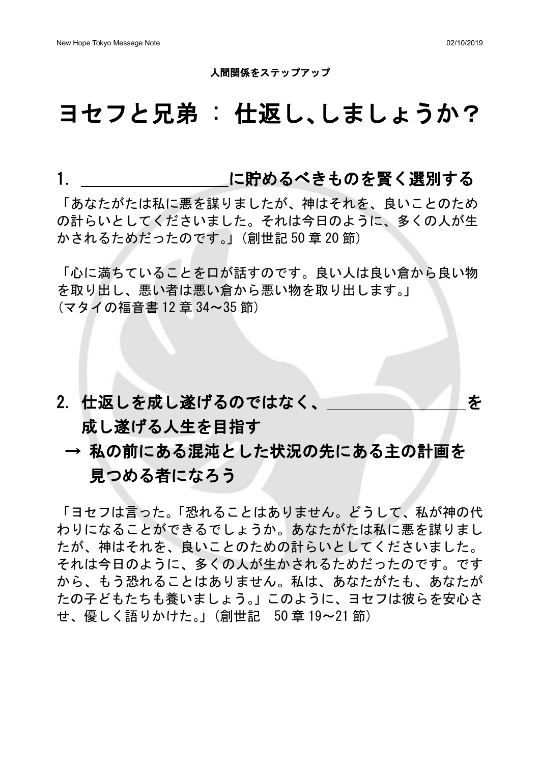人間関係をステップアップ

# ヨセフと兄弟 : 仕返し、しましょうか？

## 1. ＿＿＿＿＿＿＿＿＿に貯めるべきものを賢く選別する

「あなたがたは私に悪を謀りましたが、神はそれを、良いことのための計らいとしてくださいました。それは今日のように、多くの人が生かされるためだったのです。」(創世記 50 章 20 節)

「心に満ちていることを口が話すのです。良い人は良い倉から良い物を取り出し、悪い者は悪い倉から悪い物を取り出します。」
(マタイの福音書 12 章 34～35 節)

## 2. 仕返しを成し遂げるのではなく、＿＿＿＿＿＿＿＿＿を成し遂げる人生を目指す

## → 私の前にある混沌とした状況の先にある主の計画を見つめる者になろう

「ヨセフは言った。「恐れることはありません。どうして、私が神の代わりになることができるでしょうか。あなたがたは私に悪を謀りましたが、神はそれを、良いことのための計らいとしてくださいました。それは今日のように、多くの人が生かされるためだったのです。ですから、もう恐れることはありません。私は、あなたがたも、あなたがたの子どもたちも養いましょう。」このように、ヨセフは彼らを安心させ、優しく語りかけた。」(創世記　50 章 19～21 節)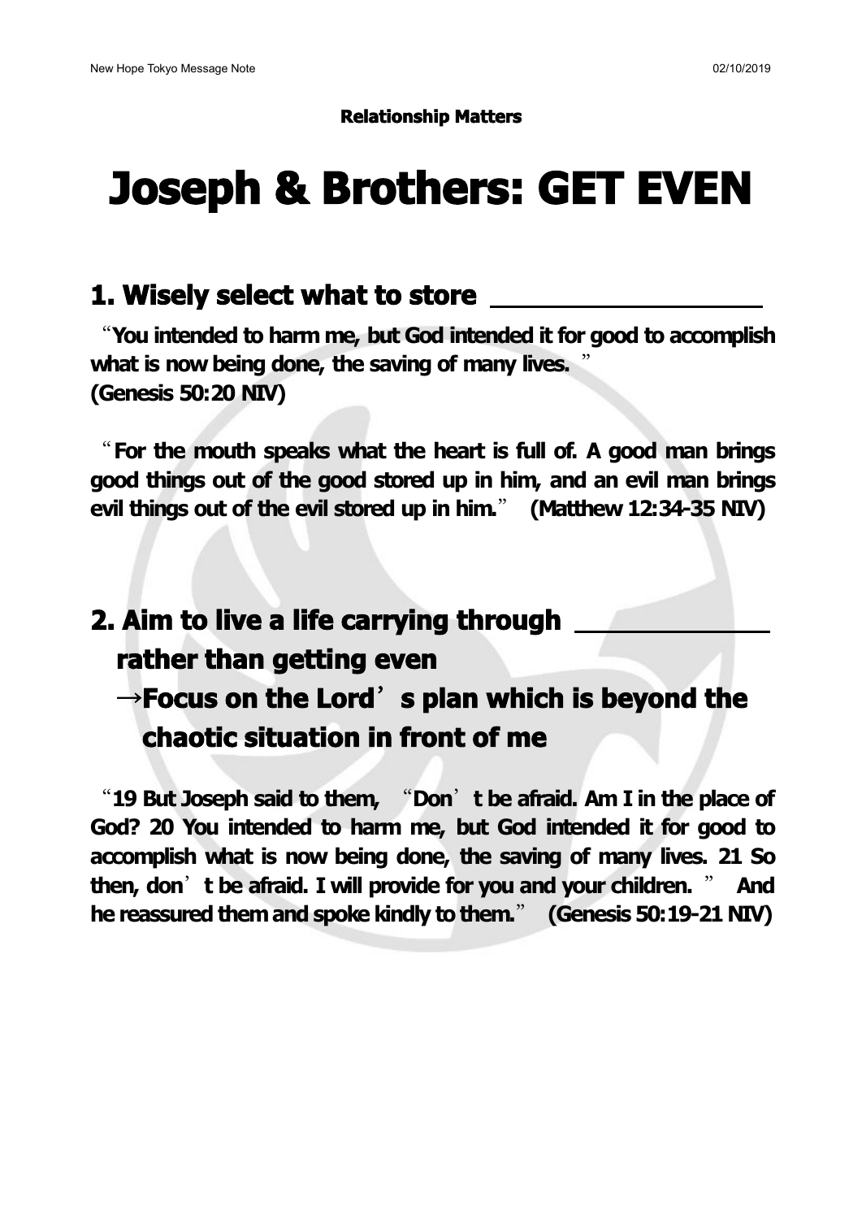**Relationship Matters**

# Joseph & Brothers: GET EVEN

## 1. Wisely select what to store ________________

“**You intended to harm me, but God intended it for good to accomplish what is now being done, the saving of many lives.**” **(Genesis 50:20 NIV)**

“**For the mouth speaks what the heart is full of. A good man brings good things out of the good stored up in him, and an evil man brings evil things out of the evil stored up in him.**” **(Matthew 12:34-35 NIV)**

## 2. Aim to live a life carrying through ____________ rather than getting even

## →Focus on the Lord’s plan which is beyond the chaotic situation in front of me

“**19 But Joseph said to them, “Don’t be afraid. Am I in the place of God? 20 You intended to harm me, but God intended it for good to accomplish what is now being done, the saving of many lives. 21 So then, don’t be afraid. I will provide for you and your children.” And he reassured them and spoke kindly to them.**” **(Genesis 50:19-21 NIV)**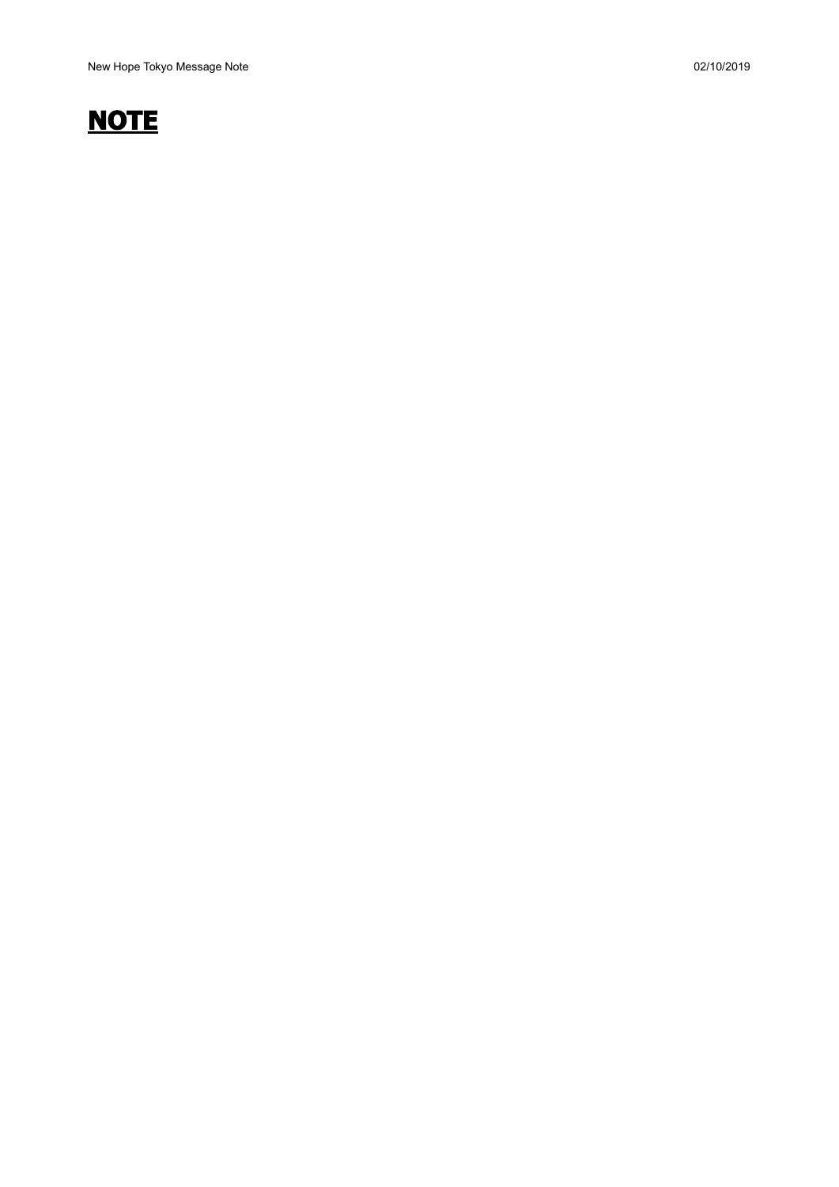# NOTE